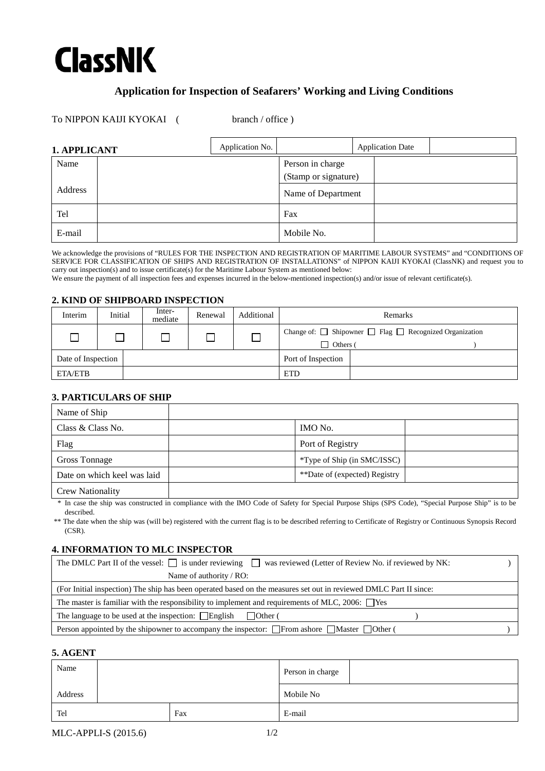# ClassNK

## Application for Inspection of Seafarers' Working and Living Conditions

To NIPPON KAIJI KYOKAI ( branch / office )

### 1. APPLICANT

| Application No. | | Application Date | |
|---|---|---|---|

| | | | |
|---|---|---|---|
| Name | | Person in charge (Stamp or signature) | |
| Address | | Name of Department | |
| Tel | | Fax | |
| E-mail | | Mobile No. | |

We acknowledge the provisions of "RULES FOR THE INSPECTION AND REGISTRATION OF MARITIME LABOUR SYSTEMS" and "CONDITIONS OF SERVICE FOR CLASSIFICATION OF SHIPS AND REGISTRATION OF INSTALLATIONS" of NIPPON KAIJI KYOKAI (ClassNK) and request you to carry out inspection(s) and to issue certificate(s) for the Maritime Labour System as mentioned below:
We ensure the payment of all inspection fees and expenses incurred in the below-mentioned inspection(s) and/or issue of relevant certificate(s).

### 2. KIND OF SHIPBOARD INSPECTION

| Interim | Initial | Inter-mediate | Renewal | Additional | Remarks |
|---|---|---|---|---|---|
| ☐ | ☐ | ☐ | ☐ | ☐ | Change of: ☐ Shipowner ☐ Flag ☐ Recognized Organization ☐ Others ( ) |

| | | | |
|---|---|---|---|
| Date of Inspection | | Port of Inspection | |
| ETA/ETB | | ETD | |

### 3. PARTICULARS OF SHIP

| | | | |
|---|---|---|---|
| Name of Ship | | | |
| Class & Class No. | | IMO No. | |
| Flag | | Port of Registry | |
| Gross Tonnage | | *Type of Ship (in SMC/ISSC) | |
| Date on which keel was laid | | **Date of (expected) Registry | |
| Crew Nationality | | | |

\* In case the ship was constructed in compliance with the IMO Code of Safety for Special Purpose Ships (SPS Code), "Special Purpose Ship" is to be described.
\*\* The date when the ship was (will be) registered with the current flag is to be described referring to Certificate of Registry or Continuous Synopsis Record (CSR).

### 4. INFORMATION TO MLC INSPECTOR

| |
|---|
| The DMLC Part II of the vessel: ☐ is under reviewing ☐ was reviewed (Letter of Review No. if reviewed by NK: ) Name of authority / RO: |
| (For Initial inspection) The ship has been operated based on the measures set out in reviewed DMLC Part II since: |
| The master is familiar with the responsibility to implement and requirements of MLC, 2006: ☐Yes |
| The language to be used at the inspection: ☐English ☐Other ( ) |
| Person appointed by the shipowner to accompany the inspector: ☐From ashore ☐Master ☐Other ( ) |

### 5. AGENT

| | | | |
|---|---|---|---|
| Name | | Person in charge | |
| Address | | Mobile No | |
| Tel | Fax | E-mail | |

MLC-APPLI-S (2015.6)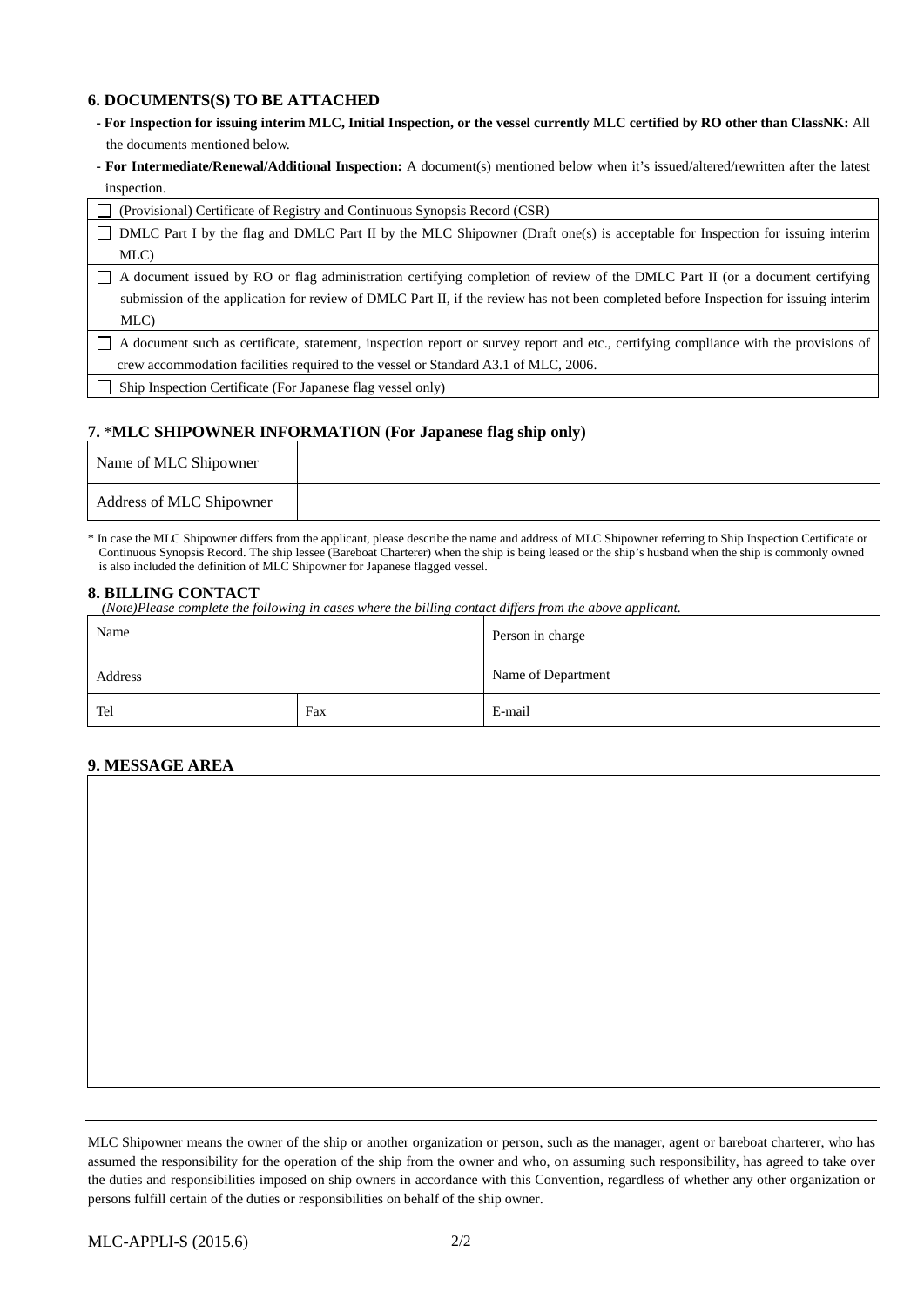## 6. DOCUMENTS(S) TO BE ATTACHED

- **For Inspection for issuing interim MLC, Initial Inspection, or the vessel currently MLC certified by RO other than ClassNK:** All the documents mentioned below.
- **For Intermediate/Renewal/Additional Inspection:** A document(s) mentioned below when it's issued/altered/rewritten after the latest inspection.

| |
|---|
| ☐ (Provisional) Certificate of Registry and Continuous Synopsis Record (CSR) |
| ☐ DMLC Part I by the flag and DMLC Part II by the MLC Shipowner (Draft one(s) is acceptable for Inspection for issuing interim MLC) |
| ☐ A document issued by RO or flag administration certifying completion of review of the DMLC Part II (or a document certifying submission of the application for review of DMLC Part II, if the review has not been completed before Inspection for issuing interim MLC) |
| ☐ A document such as certificate, statement, inspection report or survey report and etc., certifying compliance with the provisions of crew accommodation facilities required to the vessel or Standard A3.1 of MLC, 2006. |
| ☐ Ship Inspection Certificate (For Japanese flag vessel only) |

## 7. *MLC SHIPOWNER INFORMATION (For Japanese flag ship only)

| | |
|---|---|
| Name of MLC Shipowner | |
| Address of MLC Shipowner | |

* In case the MLC Shipowner differs from the applicant, please describe the name and address of MLC Shipowner referring to Ship Inspection Certificate or Continuous Synopsis Record. The ship lessee (Bareboat Charterer) when the ship is being leased or the ship's husband when the ship is commonly owned is also included the definition of MLC Shipowner for Japanese flagged vessel.

## 8. BILLING CONTACT

*(Note)Please complete the following in cases where the billing contact differs from the above applicant.*

| | | | | |
|---|---|---|---|---|
| Name | | | Person in charge | |
| Address | | | Name of Department | |
| Tel | | Fax | E-mail | |

## 9. MESSAGE AREA

| |
|---|
| |

---

MLC Shipowner means the owner of the ship or another organization or person, such as the manager, agent or bareboat charterer, who has assumed the responsibility for the operation of the ship from the owner and who, on assuming such responsibility, has agreed to take over the duties and responsibilities imposed on ship owners in accordance with this Convention, regardless of whether any other organization or persons fulfill certain of the duties or responsibilities on behalf of the ship owner.

MLC-APPLI-S (2015.6)